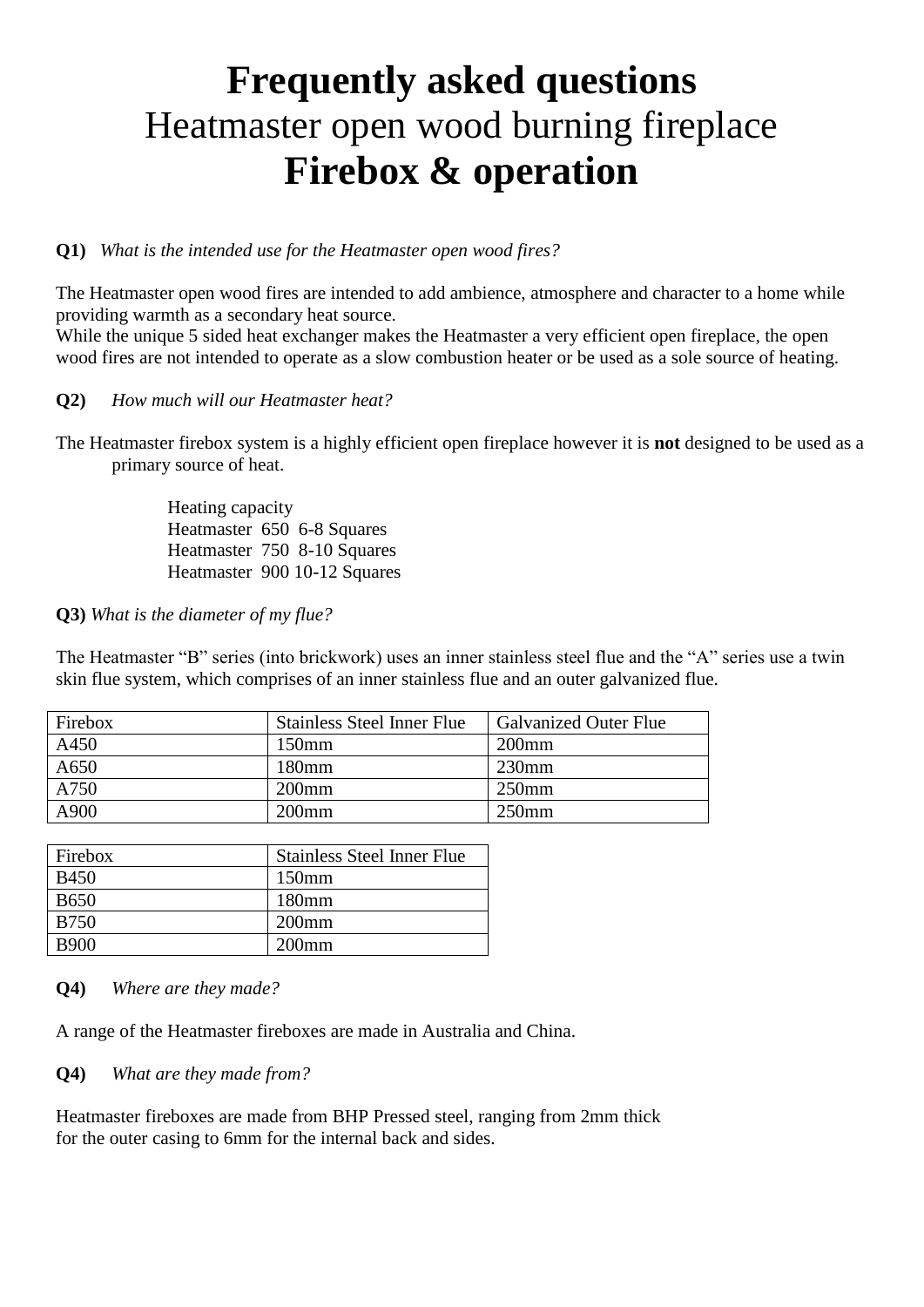# Frequently asked questions

## Heatmaster open wood burning fireplace

## Firebox & operation

**Q1)** *What is the intended use for the Heatmaster open wood fires?*

The Heatmaster open wood fires are intended to add ambience, atmosphere and character to a home while providing warmth as a secondary heat source.
While the unique 5 sided heat exchanger makes the Heatmaster a very efficient open fireplace, the open wood fires are not intended to operate as a slow combustion heater or be used as a sole source of heating.

**Q2)** *How much will our Heatmaster heat?*

The Heatmaster firebox system is a highly efficient open fireplace however it is **not** designed to be used as a primary source of heat.

Heating capacity
Heatmaster 650 6-8 Squares
Heatmaster 750 8-10 Squares
Heatmaster 900 10-12 Squares

**Q3)** *What is the diameter of my flue?*

The Heatmaster "B" series (into brickwork) uses an inner stainless steel flue and the "A" series use a twin skin flue system, which comprises of an inner stainless flue and an outer galvanized flue.

| Firebox | Stainless Steel Inner Flue | Galvanized Outer Flue |
|---|---|---|
| A450 | 150mm | 200mm |
| A650 | 180mm | 230mm |
| A750 | 200mm | 250mm |
| A900 | 200mm | 250mm |

| Firebox | Stainless Steel Inner Flue |
|---|---|
| B450 | 150mm |
| B650 | 180mm |
| B750 | 200mm |
| B900 | 200mm |

**Q4)** *Where are they made?*

A range of the Heatmaster fireboxes are made in Australia and China.

**Q4)** *What are they made from?*

Heatmaster fireboxes are made from BHP Pressed steel, ranging from 2mm thick for the outer casing to 6mm for the internal back and sides.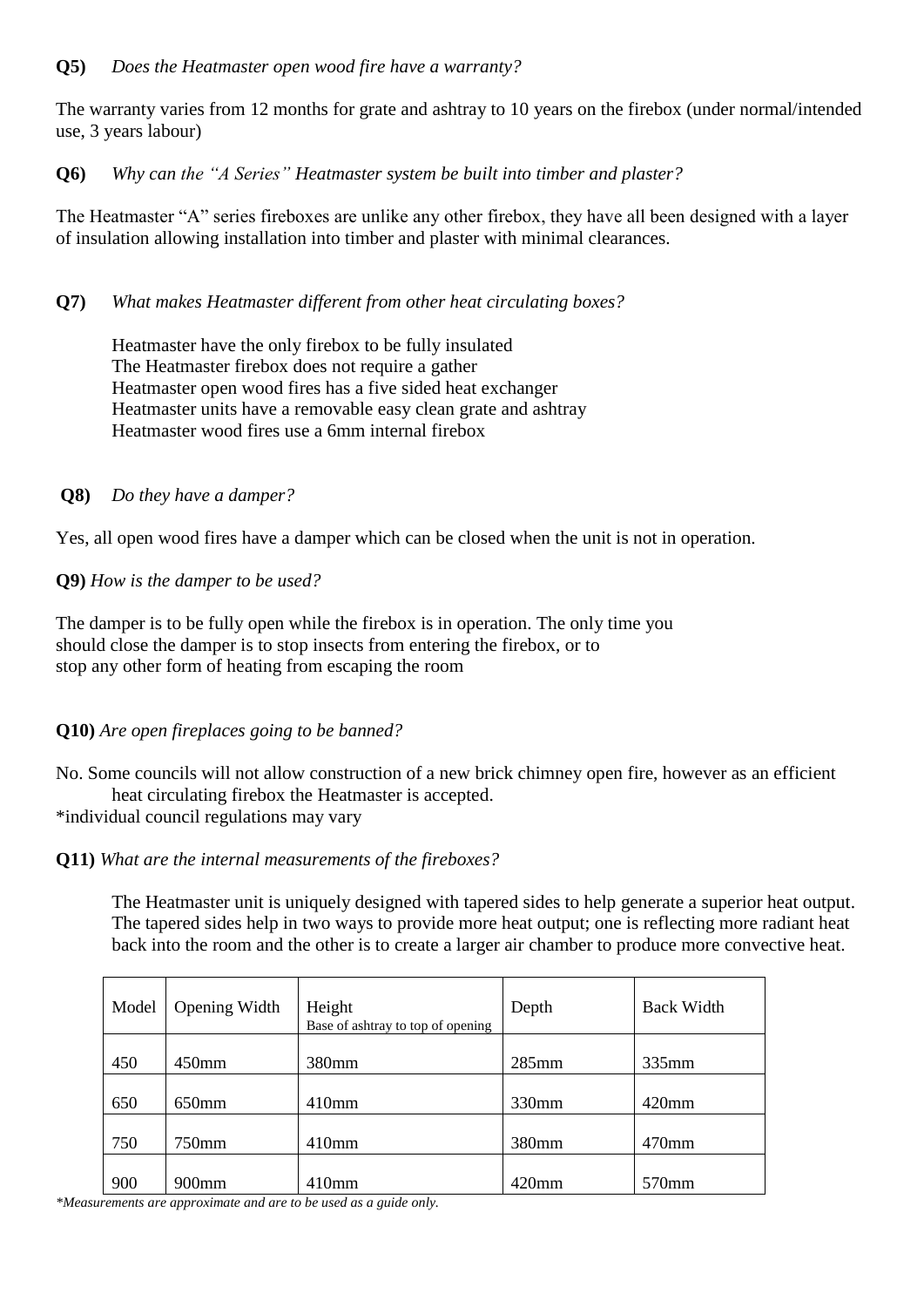**Q5)** *Does the Heatmaster open wood fire have a warranty?*

The warranty varies from 12 months for grate and ashtray to 10 years on the firebox (under normal/intended use, 3 years labour)

**Q6)** *Why can the "A Series" Heatmaster system be built into timber and plaster?*

The Heatmaster "A" series fireboxes are unlike any other firebox, they have all been designed with a layer of insulation allowing installation into timber and plaster with minimal clearances.

**Q7)** *What makes Heatmaster different from other heat circulating boxes?*

Heatmaster have the only firebox to be fully insulated
The Heatmaster firebox does not require a gather
Heatmaster open wood fires has a five sided heat exchanger
Heatmaster units have a removable easy clean grate and ashtray
Heatmaster wood fires use a 6mm internal firebox

**Q8)** *Do they have a damper?*

Yes, all open wood fires have a damper which can be closed when the unit is not in operation.

**Q9)** *How is the damper to be used?*

The damper is to be fully open while the firebox is in operation. The only time you should close the damper is to stop insects from entering the firebox, or to stop any other form of heating from escaping the room

**Q10)** *Are open fireplaces going to be banned?*

No. Some councils will not allow construction of a new brick chimney open fire, however as an efficient heat circulating firebox the Heatmaster is accepted.
*individual council regulations may vary

**Q11)** *What are the internal measurements of the fireboxes?*

The Heatmaster unit is uniquely designed with tapered sides to help generate a superior heat output. The tapered sides help in two ways to provide more heat output; one is reflecting more radiant heat back into the room and the other is to create a larger air chamber to produce more convective heat.

| Model | Opening Width | Height<br>Base of ashtray to top of opening | Depth | Back Width |
|---|---|---|---|---|
| 450 | 450mm | 380mm | 285mm | 335mm |
| 650 | 650mm | 410mm | 330mm | 420mm |
| 750 | 750mm | 410mm | 380mm | 470mm |
| 900 | 900mm | 410mm | 420mm | 570mm |

*\*Measurements are approximate and are to be used as a guide only.*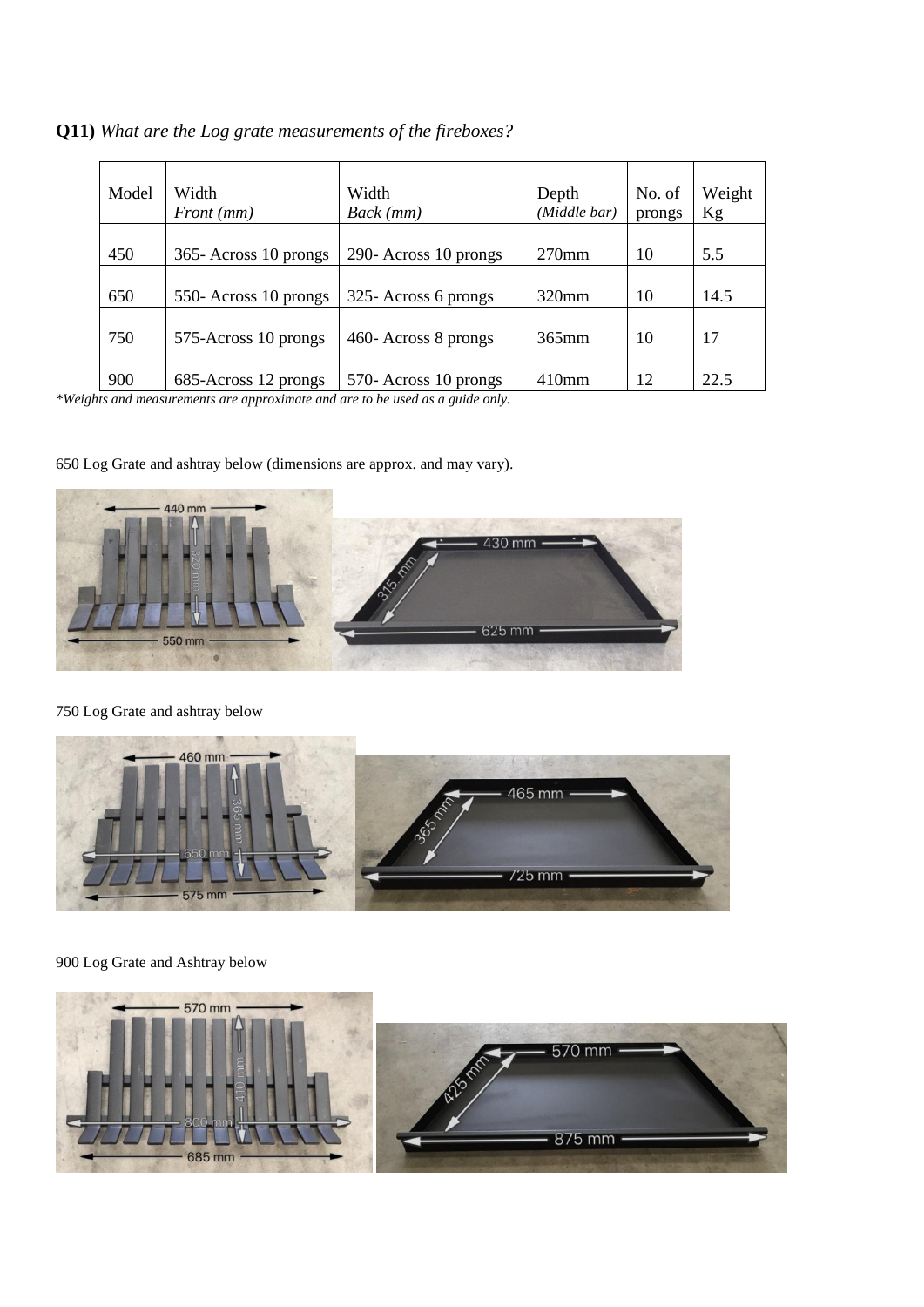**Q11)** *What are the Log grate measurements of the fireboxes?*

| Model | Width *Front (mm)* | Width *Back (mm)* | Depth *(Middle bar)* | No. of prongs | Weight Kg |
|---|---|---|---|---|---|
| 450 | 365- Across 10 prongs | 290- Across 10 prongs | 270mm | 10 | 5.5 |
| 650 | 550- Across 10 prongs | 325- Across 6 prongs | 320mm | 10 | 14.5 |
| 750 | 575-Across 10 prongs | 460- Across 8 prongs | 365mm | 10 | 17 |
| 900 | 685-Across 12 prongs | 570- Across 10 prongs | 410mm | 12 | 22.5 |

*\*Weights and measurements are approximate and are to be used as a guide only.*

650 Log Grate and ashtray below (dimensions are approx. and may vary).

750 Log Grate and ashtray below

900 Log Grate and Ashtray below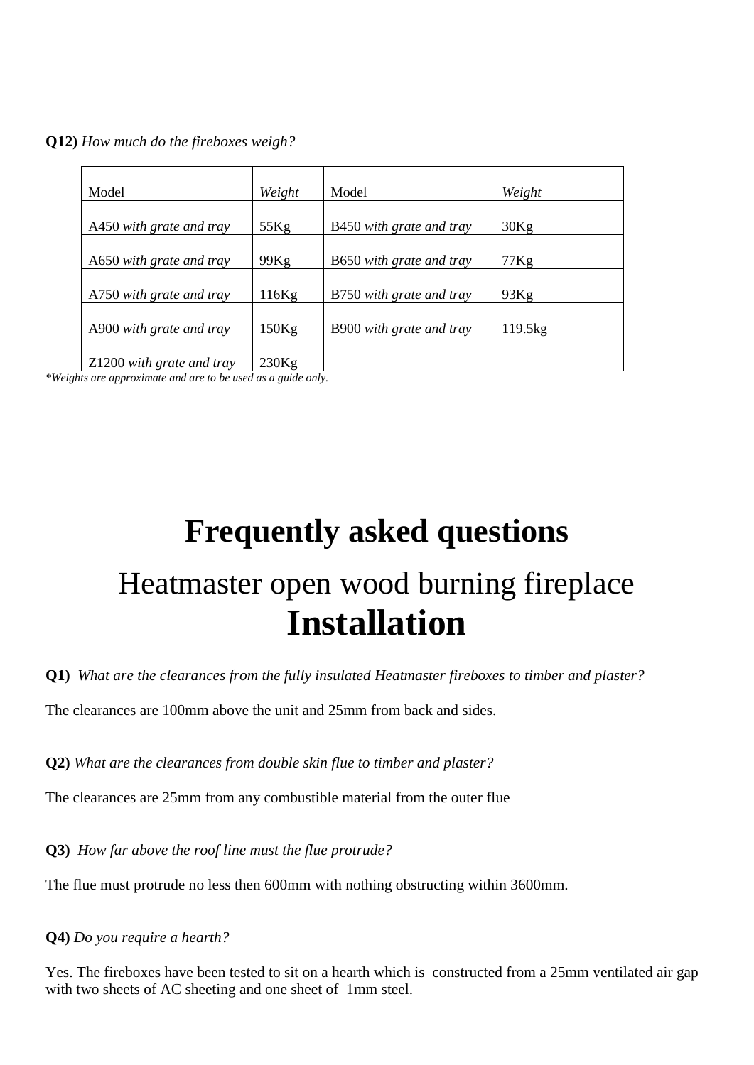**Q12)** *How much do the fireboxes weigh?*

| Model | *Weight* | Model | *Weight* |
|---|---|---|---|
| A450 *with grate and tray* | 55Kg | B450 *with grate and tray* | 30Kg |
| A650 *with grate and tray* | 99Kg | B650 *with grate and tray* | 77Kg |
| A750 *with grate and tray* | 116Kg | B750 *with grate and tray* | 93Kg |
| A900 *with grate and tray* | 150Kg | B900 *with grate and tray* | 119.5kg |
| Z1200 *with grate and tray* | 230Kg | | |

*\*Weights are approximate and are to be used as a guide only.*

# Frequently asked questions

## Heatmaster open wood burning fireplace **Installation**

**Q1)** *What are the clearances from the fully insulated Heatmaster fireboxes to timber and plaster?*

The clearances are 100mm above the unit and 25mm from back and sides.

**Q2)** *What are the clearances from double skin flue to timber and plaster?*

The clearances are 25mm from any combustible material from the outer flue

**Q3)** *How far above the roof line must the flue protrude?*

The flue must protrude no less then 600mm with nothing obstructing within 3600mm.

**Q4)** *Do you require a hearth?*

Yes. The fireboxes have been tested to sit on a hearth which is constructed from a 25mm ventilated air gap with two sheets of AC sheeting and one sheet of 1mm steel.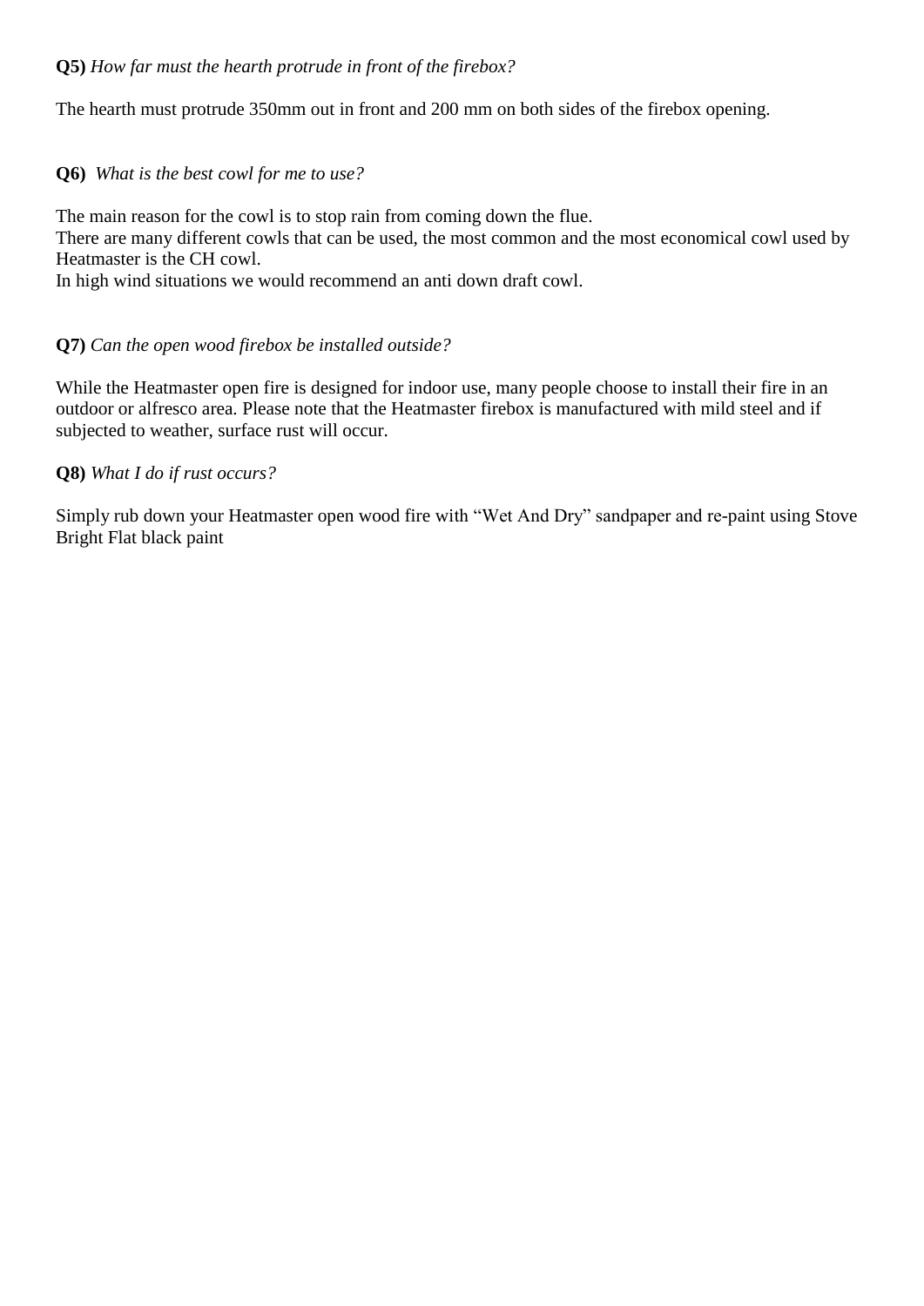**Q5)** *How far must the hearth protrude in front of the firebox?*

The hearth must protrude 350mm out in front and 200 mm on both sides of the firebox opening.

**Q6)** *What is the best cowl for me to use?*

The main reason for the cowl is to stop rain from coming down the flue.
There are many different cowls that can be used, the most common and the most economical cowl used by Heatmaster is the CH cowl.
In high wind situations we would recommend an anti down draft cowl.

**Q7)** *Can the open wood firebox be installed outside?*

While the Heatmaster open fire is designed for indoor use, many people choose to install their fire in an outdoor or alfresco area. Please note that the Heatmaster firebox is manufactured with mild steel and if subjected to weather, surface rust will occur.

**Q8)** *What I do if rust occurs?*

Simply rub down your Heatmaster open wood fire with "Wet And Dry" sandpaper and re-paint using Stove Bright Flat black paint